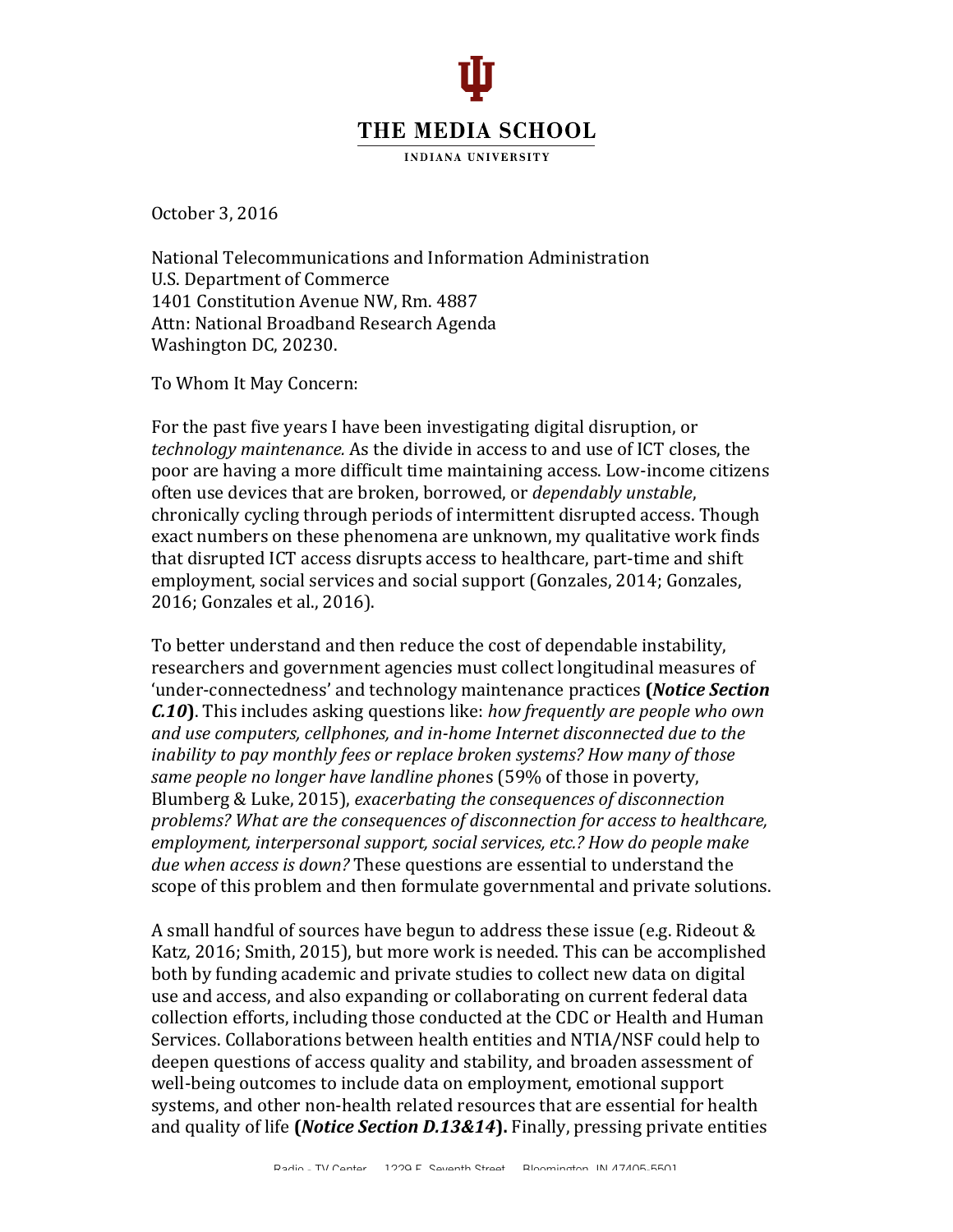THE MEDIA SCHOOL

INDIANA UNIVERSITY

October 3, 2016

National Telecommunications and Information Administration
U.S. Department of Commerce
1401 Constitution Avenue NW, Rm. 4887
Attn: National Broadband Research Agenda
Washington DC, 20230.

To Whom It May Concern:

For the past five years I have been investigating digital disruption, or *technology maintenance.* As the divide in access to and use of ICT closes, the poor are having a more difficult time maintaining access. Low-income citizens often use devices that are broken, borrowed, or *dependably unstable*, chronically cycling through periods of intermittent disrupted access. Though exact numbers on these phenomena are unknown, my qualitative work finds that disrupted ICT access disrupts access to healthcare, part-time and shift employment, social services and social support (Gonzales, 2014; Gonzales, 2016; Gonzales et al., 2016).

To better understand and then reduce the cost of dependable instability, researchers and government agencies must collect longitudinal measures of 'under-connectedness' and technology maintenance practices **(*Notice Section C.10*)**. This includes asking questions like: *how frequently are people who own and use computers, cellphones, and in-home Internet disconnected due to the inability to pay monthly fees or replace broken systems? How many of those same people no longer have landline phon*es (59% of those in poverty, Blumberg & Luke, 2015), *exacerbating the consequences of disconnection problems? What are the consequences of disconnection for access to healthcare, employment, interpersonal support, social services, etc.? How do people make due when access is down?* These questions are essential to understand the scope of this problem and then formulate governmental and private solutions.

A small handful of sources have begun to address these issue (e.g. Rideout & Katz, 2016; Smith, 2015), but more work is needed. This can be accomplished both by funding academic and private studies to collect new data on digital use and access, and also expanding or collaborating on current federal data collection efforts, including those conducted at the CDC or Health and Human Services. Collaborations between health entities and NTIA/NSF could help to deepen questions of access quality and stability, and broaden assessment of well-being outcomes to include data on employment, emotional support systems, and other non-health related resources that are essential for health and quality of life **(*Notice Section D.13&14*).** Finally, pressing private entities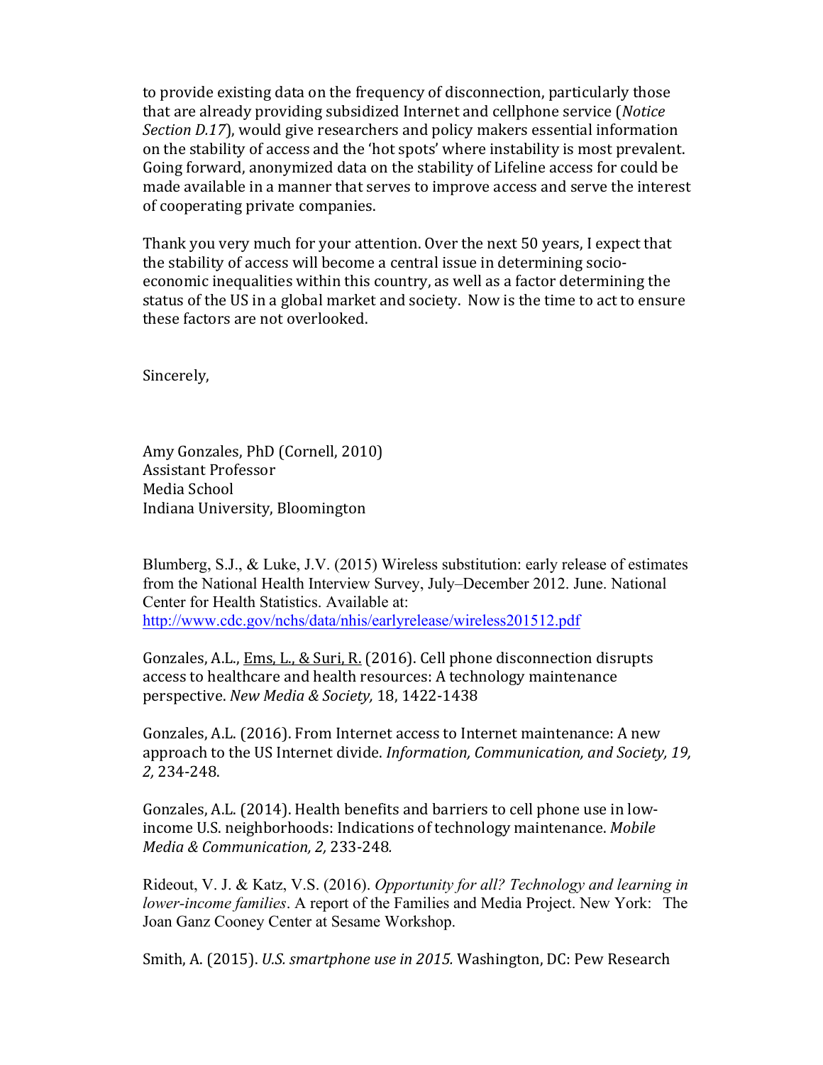to provide existing data on the frequency of disconnection, particularly those that are already providing subsidized Internet and cellphone service (*Notice Section D.17*), would give researchers and policy makers essential information on the stability of access and the 'hot spots' where instability is most prevalent. Going forward, anonymized data on the stability of Lifeline access for could be made available in a manner that serves to improve access and serve the interest of cooperating private companies.

Thank you very much for your attention. Over the next 50 years, I expect that the stability of access will become a central issue in determining socio-economic inequalities within this country, as well as a factor determining the status of the US in a global market and society. Now is the time to act to ensure these factors are not overlooked.

Sincerely,

Amy Gonzales, PhD (Cornell, 2010)
Assistant Professor
Media School
Indiana University, Bloomington

Blumberg, S.J., & Luke, J.V. (2015) Wireless substitution: early release of estimates from the National Health Interview Survey, July–December 2012. June. National Center for Health Statistics. Available at: http://www.cdc.gov/nchs/data/nhis/earlyrelease/wireless201512.pdf

Gonzales, A.L., Ems, L., & Suri, R. (2016). Cell phone disconnection disrupts access to healthcare and health resources: A technology maintenance perspective. *New Media & Society,* 18, 1422-1438

Gonzales, A.L. (2016). From Internet access to Internet maintenance: A new approach to the US Internet divide. *Information, Communication, and Society, 19, 2,* 234-248.

Gonzales, A.L. (2014). Health benefits and barriers to cell phone use in low-income U.S. neighborhoods: Indications of technology maintenance. *Mobile Media & Communication, 2,* 233-248.

Rideout, V. J. & Katz, V.S. (2016). *Opportunity for all? Technology and learning in lower-income families*. A report of the Families and Media Project. New York: The Joan Ganz Cooney Center at Sesame Workshop.

Smith, A. (2015). *U.S. smartphone use in 2015.* Washington, DC: Pew Research